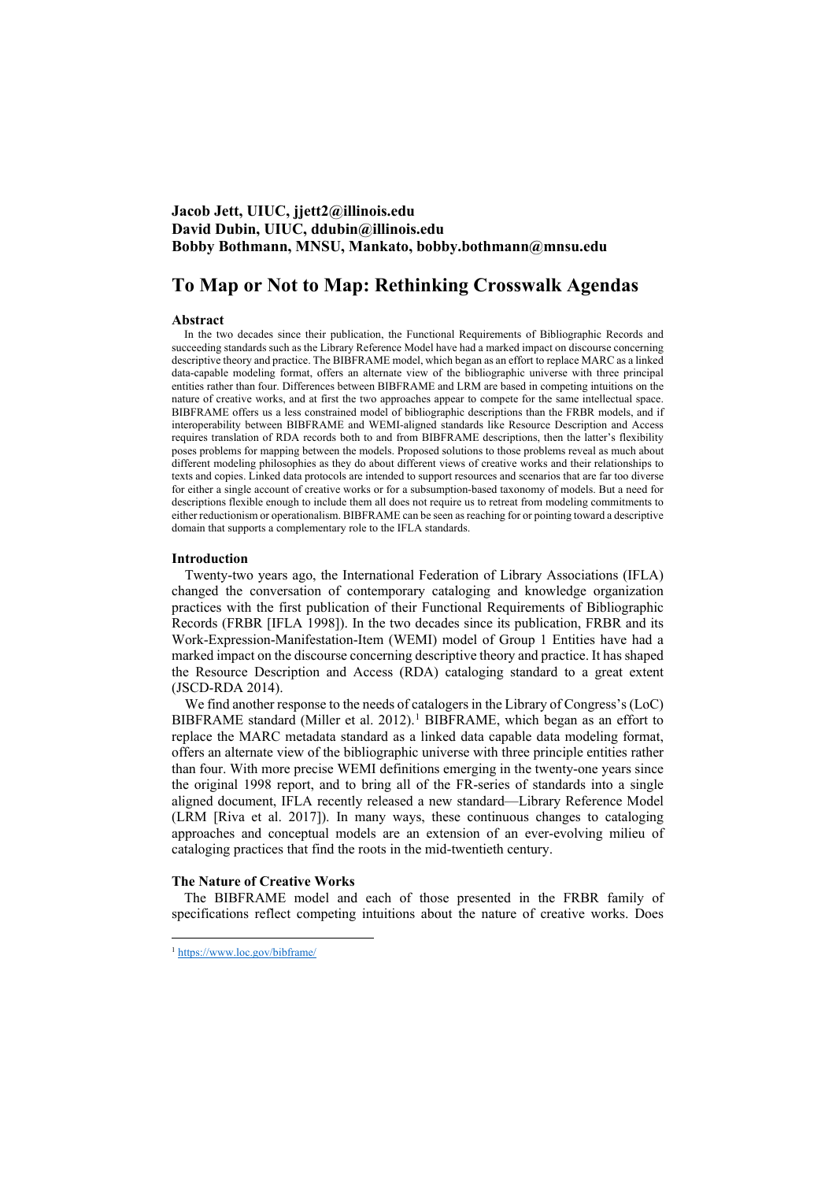**Jacob Jett, UIUC, jjett2@illinois.edu**
**David Dubin, UIUC, ddubin@illinois.edu**
**Bobby Bothmann, MNSU, Mankato, bobby.bothmann@mnsu.edu**

# To Map or Not to Map: Rethinking Crosswalk Agendas

### Abstract

In the two decades since their publication, the Functional Requirements of Bibliographic Records and succeeding standards such as the Library Reference Model have had a marked impact on discourse concerning descriptive theory and practice. The BIBFRAME model, which began as an effort to replace MARC as a linked data-capable modeling format, offers an alternate view of the bibliographic universe with three principal entities rather than four. Differences between BIBFRAME and LRM are based in competing intuitions on the nature of creative works, and at first the two approaches appear to compete for the same intellectual space. BIBFRAME offers us a less constrained model of bibliographic descriptions than the FRBR models, and if interoperability between BIBFRAME and WEMI-aligned standards like Resource Description and Access requires translation of RDA records both to and from BIBFRAME descriptions, then the latter's flexibility poses problems for mapping between the models. Proposed solutions to those problems reveal as much about different modeling philosophies as they do about different views of creative works and their relationships to texts and copies. Linked data protocols are intended to support resources and scenarios that are far too diverse for either a single account of creative works or for a subsumption-based taxonomy of models. But a need for descriptions flexible enough to include them all does not require us to retreat from modeling commitments to either reductionism or operationalism. BIBFRAME can be seen as reaching for or pointing toward a descriptive domain that supports a complementary role to the IFLA standards.

### Introduction

Twenty-two years ago, the International Federation of Library Associations (IFLA) changed the conversation of contemporary cataloging and knowledge organization practices with the first publication of their Functional Requirements of Bibliographic Records (FRBR [IFLA 1998]). In the two decades since its publication, FRBR and its Work-Expression-Manifestation-Item (WEMI) model of Group 1 Entities have had a marked impact on the discourse concerning descriptive theory and practice. It has shaped the Resource Description and Access (RDA) cataloging standard to a great extent (JSCD-RDA 2014).

We find another response to the needs of catalogers in the Library of Congress's (LoC) BIBFRAME standard (Miller et al. 2012).[1] BIBFRAME, which began as an effort to replace the MARC metadata standard as a linked data capable data modeling format, offers an alternate view of the bibliographic universe with three principle entities rather than four. With more precise WEMI definitions emerging in the twenty-one years since the original 1998 report, and to bring all of the FR-series of standards into a single aligned document, IFLA recently released a new standard—Library Reference Model (LRM [Riva et al. 2017]). In many ways, these continuous changes to cataloging approaches and conceptual models are an extension of an ever-evolving milieu of cataloging practices that find the roots in the mid-twentieth century.

### The Nature of Creative Works

The BIBFRAME model and each of those presented in the FRBR family of specifications reflect competing intuitions about the nature of creative works. Does

[1] https://www.loc.gov/bibframe/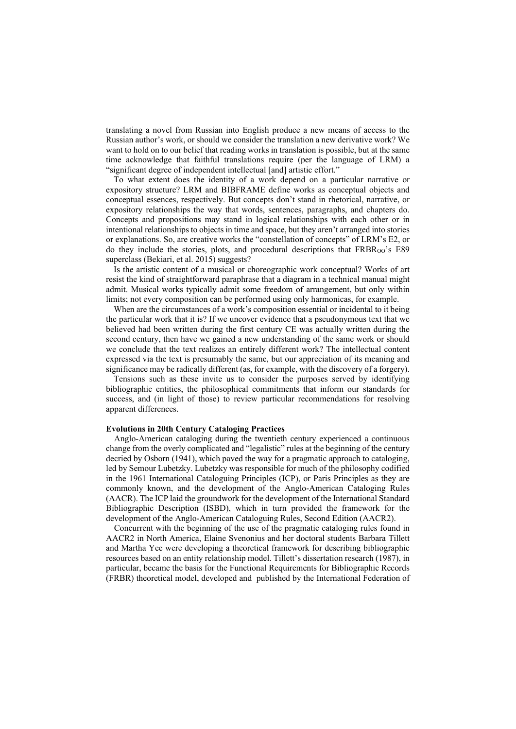translating a novel from Russian into English produce a new means of access to the Russian author's work, or should we consider the translation a new derivative work? We want to hold on to our belief that reading works in translation is possible, but at the same time acknowledge that faithful translations require (per the language of LRM) a "significant degree of independent intellectual [and] artistic effort."

To what extent does the identity of a work depend on a particular narrative or expository structure? LRM and BIBFRAME define works as conceptual objects and conceptual essences, respectively. But concepts don't stand in rhetorical, narrative, or expository relationships the way that words, sentences, paragraphs, and chapters do. Concepts and propositions may stand in logical relationships with each other or in intentional relationships to objects in time and space, but they aren't arranged into stories or explanations. So, are creative works the "constellation of concepts" of LRM's E2, or do they include the stories, plots, and procedural descriptions that $FRBR_{OO}$'s E89 superclass (Bekiari, et al. 2015) suggests?

Is the artistic content of a musical or choreographic work conceptual? Works of art resist the kind of straightforward paraphrase that a diagram in a technical manual might admit. Musical works typically admit some freedom of arrangement, but only within limits; not every composition can be performed using only harmonicas, for example.

When are the circumstances of a work's composition essential or incidental to it being the particular work that it is? If we uncover evidence that a pseudonymous text that we believed had been written during the first century CE was actually written during the second century, then have we gained a new understanding of the same work or should we conclude that the text realizes an entirely different work? The intellectual content expressed via the text is presumably the same, but our appreciation of its meaning and significance may be radically different (as, for example, with the discovery of a forgery).

Tensions such as these invite us to consider the purposes served by identifying bibliographic entities, the philosophical commitments that inform our standards for success, and (in light of those) to review particular recommendations for resolving apparent differences.

**Evolutions in 20th Century Cataloging Practices**

Anglo-American cataloging during the twentieth century experienced a continuous change from the overly complicated and "legalistic" rules at the beginning of the century decried by Osborn (1941), which paved the way for a pragmatic approach to cataloging, led by Semour Lubetzky. Lubetzky was responsible for much of the philosophy codified in the 1961 International Cataloguing Principles (ICP), or Paris Principles as they are commonly known, and the development of the Anglo-American Cataloging Rules (AACR). The ICP laid the groundwork for the development of the International Standard Bibliographic Description (ISBD), which in turn provided the framework for the development of the Anglo-American Cataloguing Rules, Second Edition (AACR2).

Concurrent with the beginning of the use of the pragmatic cataloging rules found in AACR2 in North America, Elaine Svenonius and her doctoral students Barbara Tillett and Martha Yee were developing a theoretical framework for describing bibliographic resources based on an entity relationship model. Tillett's dissertation research (1987), in particular, became the basis for the Functional Requirements for Bibliographic Records (FRBR) theoretical model, developed and published by the International Federation of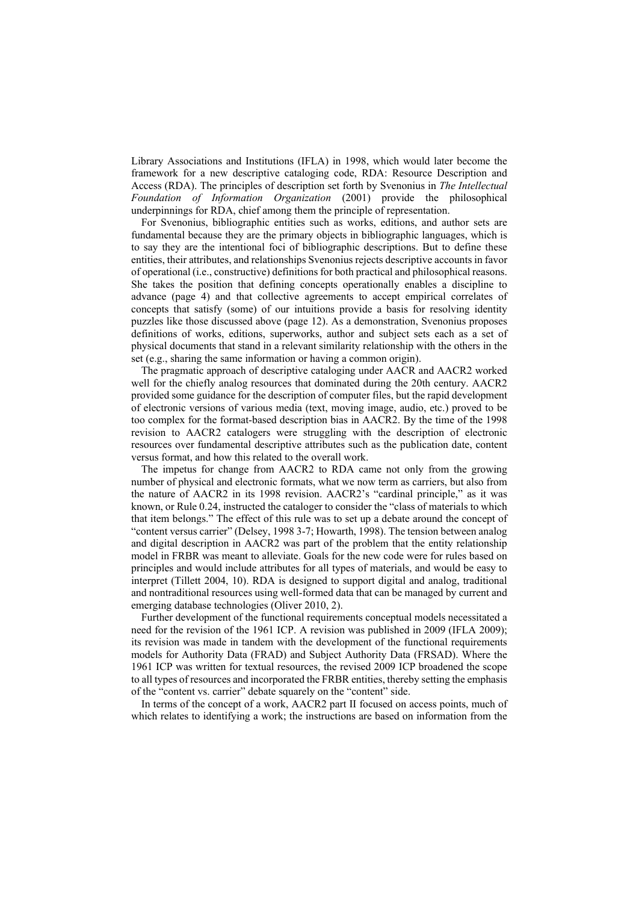Library Associations and Institutions (IFLA) in 1998, which would later become the framework for a new descriptive cataloging code, RDA: Resource Description and Access (RDA). The principles of description set forth by Svenonius in *The Intellectual Foundation of Information Organization* (2001) provide the philosophical underpinnings for RDA, chief among them the principle of representation.

For Svenonius, bibliographic entities such as works, editions, and author sets are fundamental because they are the primary objects in bibliographic languages, which is to say they are the intentional foci of bibliographic descriptions. But to define these entities, their attributes, and relationships Svenonius rejects descriptive accounts in favor of operational (i.e., constructive) definitions for both practical and philosophical reasons. She takes the position that defining concepts operationally enables a discipline to advance (page 4) and that collective agreements to accept empirical correlates of concepts that satisfy (some) of our intuitions provide a basis for resolving identity puzzles like those discussed above (page 12). As a demonstration, Svenonius proposes definitions of works, editions, superworks, author and subject sets each as a set of physical documents that stand in a relevant similarity relationship with the others in the set (e.g., sharing the same information or having a common origin).

The pragmatic approach of descriptive cataloging under AACR and AACR2 worked well for the chiefly analog resources that dominated during the 20th century. AACR2 provided some guidance for the description of computer files, but the rapid development of electronic versions of various media (text, moving image, audio, etc.) proved to be too complex for the format-based description bias in AACR2. By the time of the 1998 revision to AACR2 catalogers were struggling with the description of electronic resources over fundamental descriptive attributes such as the publication date, content versus format, and how this related to the overall work.

The impetus for change from AACR2 to RDA came not only from the growing number of physical and electronic formats, what we now term as carriers, but also from the nature of AACR2 in its 1998 revision. AACR2's "cardinal principle," as it was known, or Rule 0.24, instructed the cataloger to consider the "class of materials to which that item belongs." The effect of this rule was to set up a debate around the concept of "content versus carrier" (Delsey, 1998 3-7; Howarth, 1998). The tension between analog and digital description in AACR2 was part of the problem that the entity relationship model in FRBR was meant to alleviate. Goals for the new code were for rules based on principles and would include attributes for all types of materials, and would be easy to interpret (Tillett 2004, 10). RDA is designed to support digital and analog, traditional and nontraditional resources using well-formed data that can be managed by current and emerging database technologies (Oliver 2010, 2).

Further development of the functional requirements conceptual models necessitated a need for the revision of the 1961 ICP. A revision was published in 2009 (IFLA 2009); its revision was made in tandem with the development of the functional requirements models for Authority Data (FRAD) and Subject Authority Data (FRSAD). Where the 1961 ICP was written for textual resources, the revised 2009 ICP broadened the scope to all types of resources and incorporated the FRBR entities, thereby setting the emphasis of the "content vs. carrier" debate squarely on the "content" side.

In terms of the concept of a work, AACR2 part II focused on access points, much of which relates to identifying a work; the instructions are based on information from the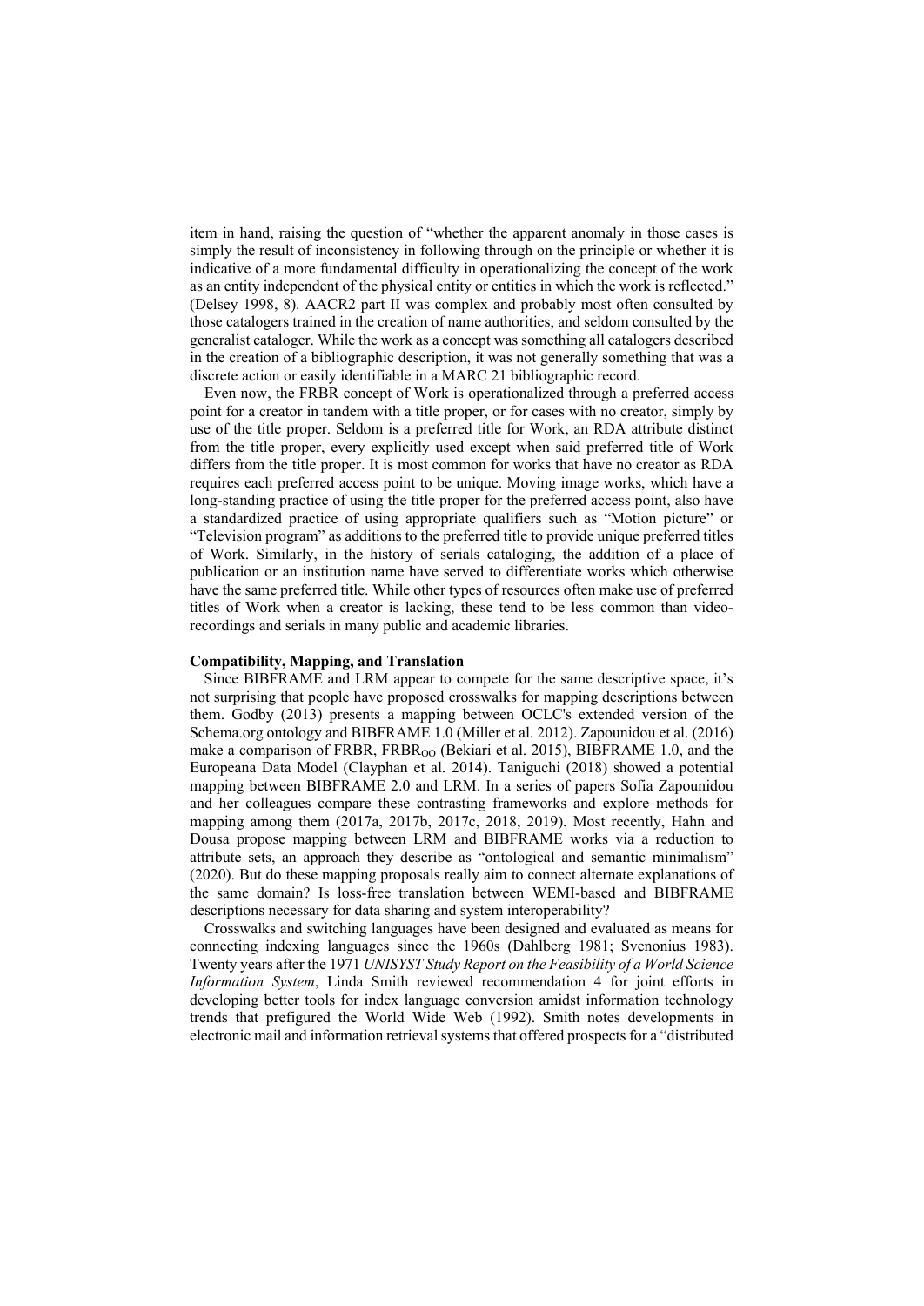item in hand, raising the question of "whether the apparent anomaly in those cases is simply the result of inconsistency in following through on the principle or whether it is indicative of a more fundamental difficulty in operationalizing the concept of the work as an entity independent of the physical entity or entities in which the work is reflected." (Delsey 1998, 8). AACR2 part II was complex and probably most often consulted by those catalogers trained in the creation of name authorities, and seldom consulted by the generalist cataloger. While the work as a concept was something all catalogers described in the creation of a bibliographic description, it was not generally something that was a discrete action or easily identifiable in a MARC 21 bibliographic record.

Even now, the FRBR concept of Work is operationalized through a preferred access point for a creator in tandem with a title proper, or for cases with no creator, simply by use of the title proper. Seldom is a preferred title for Work, an RDA attribute distinct from the title proper, every explicitly used except when said preferred title of Work differs from the title proper. It is most common for works that have no creator as RDA requires each preferred access point to be unique. Moving image works, which have a long-standing practice of using the title proper for the preferred access point, also have a standardized practice of using appropriate qualifiers such as "Motion picture" or "Television program" as additions to the preferred title to provide unique preferred titles of Work. Similarly, in the history of serials cataloging, the addition of a place of publication or an institution name have served to differentiate works which otherwise have the same preferred title. While other types of resources often make use of preferred titles of Work when a creator is lacking, these tend to be less common than video-recordings and serials in many public and academic libraries.

**Compatibility, Mapping, and Translation**

Since BIBFRAME and LRM appear to compete for the same descriptive space, it's not surprising that people have proposed crosswalks for mapping descriptions between them. Godby (2013) presents a mapping between OCLC's extended version of the Schema.org ontology and BIBFRAME 1.0 (Miller et al. 2012). Zapounidou et al. (2016) make a comparison of FRBR, $\text{FRBR}_{\text{OO}}$ (Bekiari et al. 2015), BIBFRAME 1.0, and the Europeana Data Model (Clayphan et al. 2014). Taniguchi (2018) showed a potential mapping between BIBFRAME 2.0 and LRM. In a series of papers Sofia Zapounidou and her colleagues compare these contrasting frameworks and explore methods for mapping among them (2017a, 2017b, 2017c, 2018, 2019). Most recently, Hahn and Dousa propose mapping between LRM and BIBFRAME works via a reduction to attribute sets, an approach they describe as "ontological and semantic minimalism" (2020). But do these mapping proposals really aim to connect alternate explanations of the same domain? Is loss-free translation between WEMI-based and BIBFRAME descriptions necessary for data sharing and system interoperability?

Crosswalks and switching languages have been designed and evaluated as means for connecting indexing languages since the 1960s (Dahlberg 1981; Svenonius 1983). Twenty years after the 1971 *UNISYST Study Report on the Feasibility of a World Science Information System*, Linda Smith reviewed recommendation 4 for joint efforts in developing better tools for index language conversion amidst information technology trends that prefigured the World Wide Web (1992). Smith notes developments in electronic mail and information retrieval systems that offered prospects for a "distributed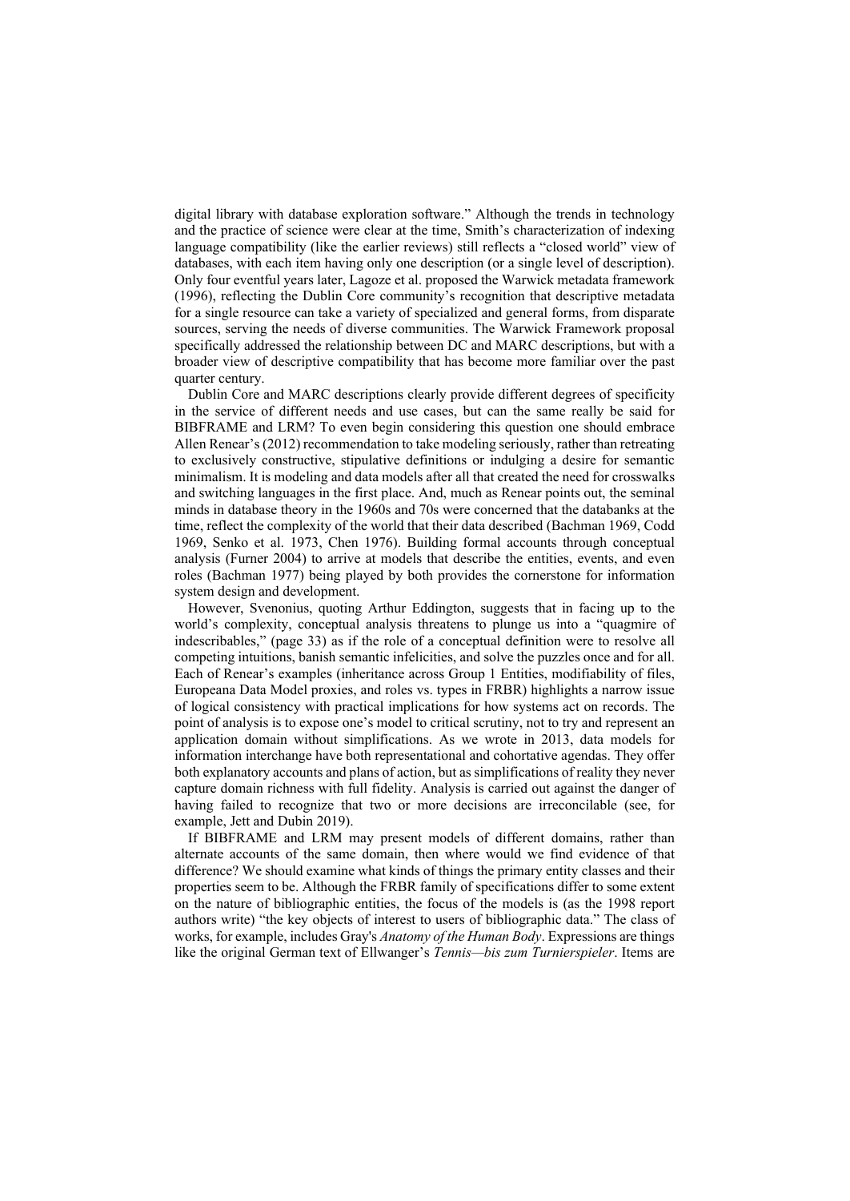digital library with database exploration software." Although the trends in technology and the practice of science were clear at the time, Smith's characterization of indexing language compatibility (like the earlier reviews) still reflects a "closed world" view of databases, with each item having only one description (or a single level of description). Only four eventful years later, Lagoze et al. proposed the Warwick metadata framework (1996), reflecting the Dublin Core community's recognition that descriptive metadata for a single resource can take a variety of specialized and general forms, from disparate sources, serving the needs of diverse communities. The Warwick Framework proposal specifically addressed the relationship between DC and MARC descriptions, but with a broader view of descriptive compatibility that has become more familiar over the past quarter century.

Dublin Core and MARC descriptions clearly provide different degrees of specificity in the service of different needs and use cases, but can the same really be said for BIBFRAME and LRM? To even begin considering this question one should embrace Allen Renear's (2012) recommendation to take modeling seriously, rather than retreating to exclusively constructive, stipulative definitions or indulging a desire for semantic minimalism. It is modeling and data models after all that created the need for crosswalks and switching languages in the first place. And, much as Renear points out, the seminal minds in database theory in the 1960s and 70s were concerned that the databanks at the time, reflect the complexity of the world that their data described (Bachman 1969, Codd 1969, Senko et al. 1973, Chen 1976). Building formal accounts through conceptual analysis (Furner 2004) to arrive at models that describe the entities, events, and even roles (Bachman 1977) being played by both provides the cornerstone for information system design and development.

However, Svenonius, quoting Arthur Eddington, suggests that in facing up to the world's complexity, conceptual analysis threatens to plunge us into a "quagmire of indescribables," (page 33) as if the role of a conceptual definition were to resolve all competing intuitions, banish semantic infelicities, and solve the puzzles once and for all. Each of Renear's examples (inheritance across Group 1 Entities, modifiability of files, Europeana Data Model proxies, and roles vs. types in FRBR) highlights a narrow issue of logical consistency with practical implications for how systems act on records. The point of analysis is to expose one's model to critical scrutiny, not to try and represent an application domain without simplifications. As we wrote in 2013, data models for information interchange have both representational and cohortative agendas. They offer both explanatory accounts and plans of action, but as simplifications of reality they never capture domain richness with full fidelity. Analysis is carried out against the danger of having failed to recognize that two or more decisions are irreconcilable (see, for example, Jett and Dubin 2019).

If BIBFRAME and LRM may present models of different domains, rather than alternate accounts of the same domain, then where would we find evidence of that difference? We should examine what kinds of things the primary entity classes and their properties seem to be. Although the FRBR family of specifications differ to some extent on the nature of bibliographic entities, the focus of the models is (as the 1998 report authors write) "the key objects of interest to users of bibliographic data." The class of works, for example, includes Gray's *Anatomy of the Human Body*. Expressions are things like the original German text of Ellwanger's *Tennis—bis zum Turnierspieler*. Items are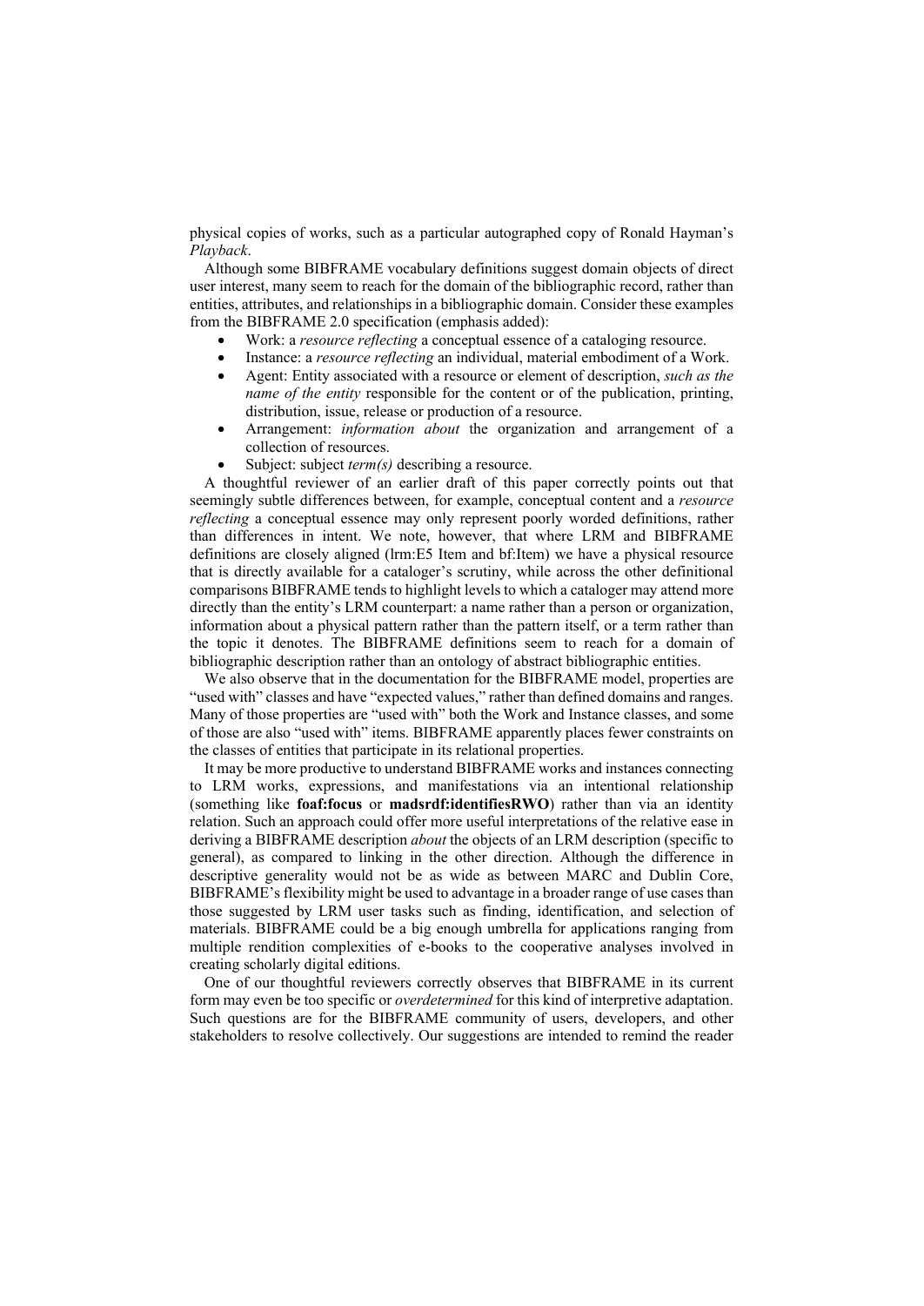physical copies of works, such as a particular autographed copy of Ronald Hayman's *Playback*.

Although some BIBFRAME vocabulary definitions suggest domain objects of direct user interest, many seem to reach for the domain of the bibliographic record, rather than entities, attributes, and relationships in a bibliographic domain. Consider these examples from the BIBFRAME 2.0 specification (emphasis added):

- Work: a *resource reflecting* a conceptual essence of a cataloging resource.
- Instance: a *resource reflecting* an individual, material embodiment of a Work.
- Agent: Entity associated with a resource or element of description, *such as the name of the entity* responsible for the content or of the publication, printing, distribution, issue, release or production of a resource.
- Arrangement: *information about* the organization and arrangement of a collection of resources.
- Subject: subject *term(s)* describing a resource.

A thoughtful reviewer of an earlier draft of this paper correctly points out that seemingly subtle differences between, for example, conceptual content and a *resource reflecting* a conceptual essence may only represent poorly worded definitions, rather than differences in intent. We note, however, that where LRM and BIBFRAME definitions are closely aligned (lrm:E5 Item and bf:Item) we have a physical resource that is directly available for a cataloger's scrutiny, while across the other definitional comparisons BIBFRAME tends to highlight levels to which a cataloger may attend more directly than the entity's LRM counterpart: a name rather than a person or organization, information about a physical pattern rather than the pattern itself, or a term rather than the topic it denotes. The BIBFRAME definitions seem to reach for a domain of bibliographic description rather than an ontology of abstract bibliographic entities.

We also observe that in the documentation for the BIBFRAME model, properties are "used with" classes and have "expected values," rather than defined domains and ranges. Many of those properties are "used with" both the Work and Instance classes, and some of those are also "used with" items. BIBFRAME apparently places fewer constraints on the classes of entities that participate in its relational properties.

It may be more productive to understand BIBFRAME works and instances connecting to LRM works, expressions, and manifestations via an intentional relationship (something like **foaf:focus** or **madsrdf:identifiesRWO**) rather than via an identity relation. Such an approach could offer more useful interpretations of the relative ease in deriving a BIBFRAME description *about* the objects of an LRM description (specific to general), as compared to linking in the other direction. Although the difference in descriptive generality would not be as wide as between MARC and Dublin Core, BIBFRAME's flexibility might be used to advantage in a broader range of use cases than those suggested by LRM user tasks such as finding, identification, and selection of materials. BIBFRAME could be a big enough umbrella for applications ranging from multiple rendition complexities of e-books to the cooperative analyses involved in creating scholarly digital editions.

One of our thoughtful reviewers correctly observes that BIBFRAME in its current form may even be too specific or *overdetermined* for this kind of interpretive adaptation. Such questions are for the BIBFRAME community of users, developers, and other stakeholders to resolve collectively. Our suggestions are intended to remind the reader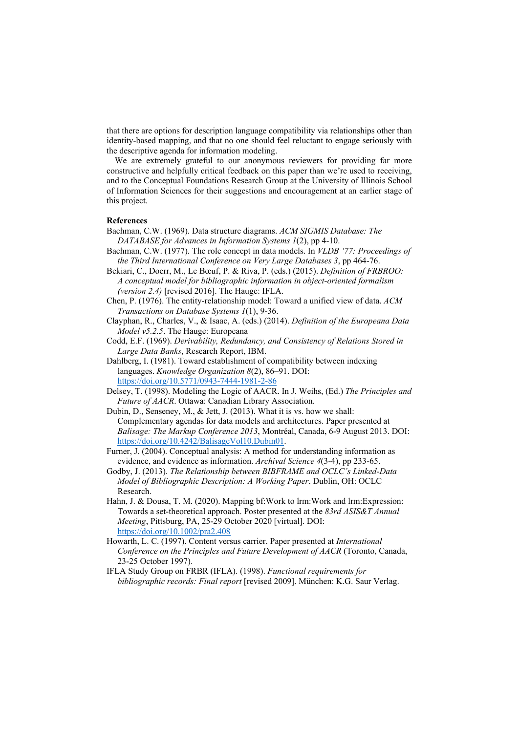that there are options for description language compatibility via relationships other than identity-based mapping, and that no one should feel reluctant to engage seriously with the descriptive agenda for information modeling.

We are extremely grateful to our anonymous reviewers for providing far more constructive and helpfully critical feedback on this paper than we're used to receiving, and to the Conceptual Foundations Research Group at the University of Illinois School of Information Sciences for their suggestions and encouragement at an earlier stage of this project.

**References**

Bachman, C.W. (1969). Data structure diagrams. *ACM SIGMIS Database: The DATABASE for Advances in Information Systems 1*(2), pp 4-10.

Bachman, C.W. (1977). The role concept in data models. In *VLDB '77: Proceedings of the Third International Conference on Very Large Databases 3*, pp 464-76.

Bekiari, C., Doerr, M., Le Bœuf, P. & Riva, P. (eds.) (2015). *Definition of FRBROO: A conceptual model for bibliographic information in object-oriented formalism (version 2.4)* [revised 2016]. The Hauge: IFLA.

Chen, P. (1976). The entity-relationship model: Toward a unified view of data. *ACM Transactions on Database Systems 1*(1), 9-36.

Clayphan, R., Charles, V., & Isaac, A. (eds.) (2014). *Definition of the Europeana Data Model v5.2.5*. The Hauge: Europeana

Codd, E.F. (1969). *Derivability, Redundancy, and Consistency of Relations Stored in Large Data Banks*, Research Report, IBM.

Dahlberg, I. (1981). Toward establishment of compatibility between indexing languages. *Knowledge Organization 8*(2), 86–91. DOI: https://doi.org/10.5771/0943-7444-1981-2-86

Delsey, T. (1998). Modeling the Logic of AACR. In J. Weihs, (Ed.) *The Principles and Future of AACR*. Ottawa: Canadian Library Association.

Dubin, D., Senseney, M., & Jett, J. (2013). What it is vs. how we shall: Complementary agendas for data models and architectures. Paper presented at *Balisage: The Markup Conference 2013*, Montréal, Canada, 6-9 August 2013. DOI: https://doi.org/10.4242/BalisageVol10.Dubin01.

Furner, J. (2004). Conceptual analysis: A method for understanding information as evidence, and evidence as information. *Archival Science 4*(3-4), pp 233-65.

Godby, J. (2013). *The Relationship between BIBFRAME and OCLC's Linked-Data Model of Bibliographic Description: A Working Paper*. Dublin, OH: OCLC Research.

Hahn, J. & Dousa, T. M. (2020). Mapping bf:Work to lrm:Work and lrm:Expression: Towards a set-theoretical approach. Poster presented at the *83rd ASIS&T Annual Meeting*, Pittsburg, PA, 25-29 October 2020 [virtual]. DOI: https://doi.org/10.1002/pra2.408

Howarth, L. C. (1997). Content versus carrier. Paper presented at *International Conference on the Principles and Future Development of AACR* (Toronto, Canada, 23-25 October 1997).

IFLA Study Group on FRBR (IFLA). (1998). *Functional requirements for bibliographic records: Final report* [revised 2009]. München: K.G. Saur Verlag.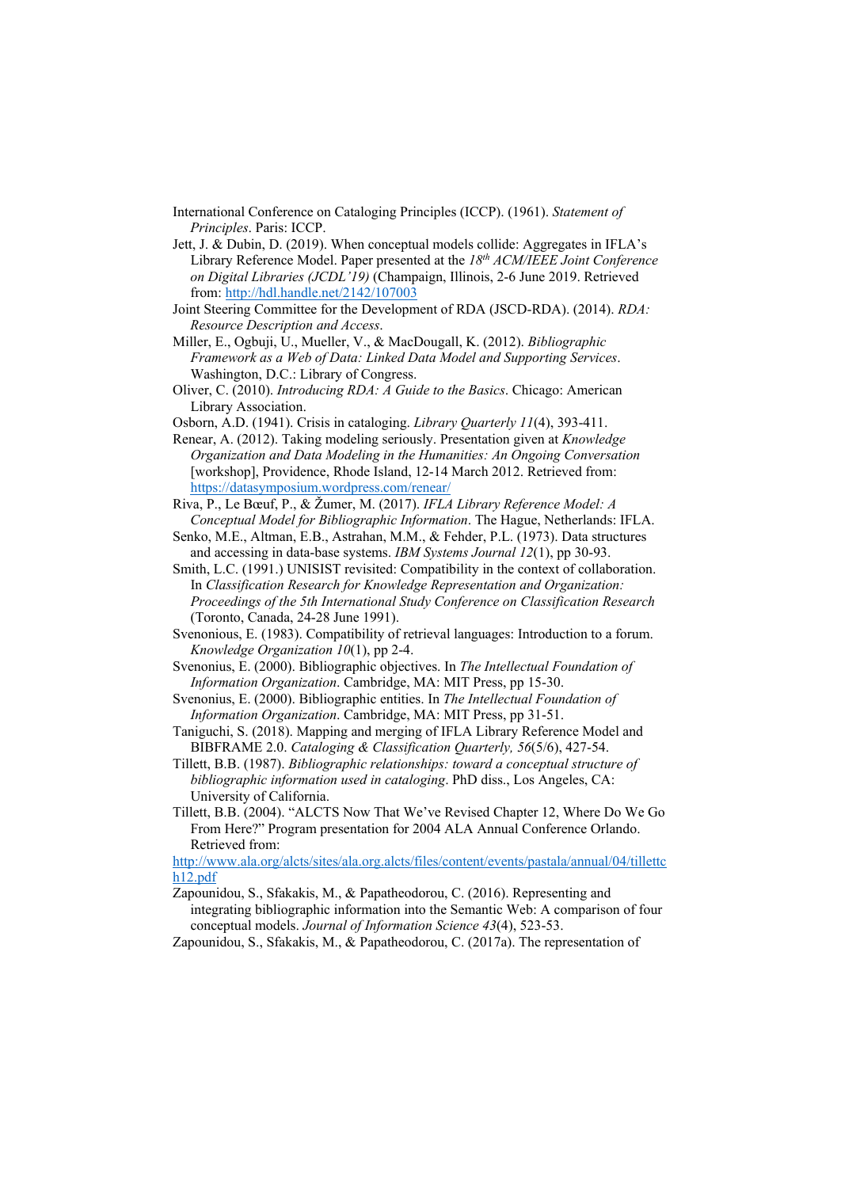International Conference on Cataloging Principles (ICCP). (1961). *Statement of Principles*. Paris: ICCP.

Jett, J. & Dubin, D. (2019). When conceptual models collide: Aggregates in IFLA's Library Reference Model. Paper presented at the *18th ACM/IEEE Joint Conference on Digital Libraries (JCDL'19)* (Champaign, Illinois, 2-6 June 2019. Retrieved from: http://hdl.handle.net/2142/107003

Joint Steering Committee for the Development of RDA (JSCD-RDA). (2014). *RDA: Resource Description and Access*.

Miller, E., Ogbuji, U., Mueller, V., & MacDougall, K. (2012). *Bibliographic Framework as a Web of Data: Linked Data Model and Supporting Services*. Washington, D.C.: Library of Congress.

Oliver, C. (2010). *Introducing RDA: A Guide to the Basics*. Chicago: American Library Association.

Osborn, A.D. (1941). Crisis in cataloging. *Library Quarterly 11*(4), 393-411.

Renear, A. (2012). Taking modeling seriously. Presentation given at *Knowledge Organization and Data Modeling in the Humanities: An Ongoing Conversation* [workshop], Providence, Rhode Island, 12-14 March 2012. Retrieved from: https://datasymposium.wordpress.com/renear/

Riva, P., Le Bœuf, P., & Žumer, M. (2017). *IFLA Library Reference Model: A Conceptual Model for Bibliographic Information*. The Hague, Netherlands: IFLA.

Senko, M.E., Altman, E.B., Astrahan, M.M., & Fehder, P.L. (1973). Data structures and accessing in data-base systems. *IBM Systems Journal 12*(1), pp 30-93.

Smith, L.C. (1991.) UNISIST revisited: Compatibility in the context of collaboration. In *Classification Research for Knowledge Representation and Organization: Proceedings of the 5th International Study Conference on Classification Research* (Toronto, Canada, 24-28 June 1991).

Svenonious, E. (1983). Compatibility of retrieval languages: Introduction to a forum. *Knowledge Organization 10*(1), pp 2-4.

Svenonius, E. (2000). Bibliographic objectives. In *The Intellectual Foundation of Information Organization*. Cambridge, MA: MIT Press, pp 15-30.

Svenonius, E. (2000). Bibliographic entities. In *The Intellectual Foundation of Information Organization*. Cambridge, MA: MIT Press, pp 31-51.

Taniguchi, S. (2018). Mapping and merging of IFLA Library Reference Model and BIBFRAME 2.0. *Cataloging & Classification Quarterly, 56*(5/6), 427-54.

Tillett, B.B. (1987). *Bibliographic relationships: toward a conceptual structure of bibliographic information used in cataloging*. PhD diss., Los Angeles, CA: University of California.

Tillett, B.B. (2004). "ALCTS Now That We've Revised Chapter 12, Where Do We Go From Here?" Program presentation for 2004 ALA Annual Conference Orlando. Retrieved from: http://www.ala.org/alcts/sites/ala.org.alcts/files/content/events/pastala/annual/04/tillettch12.pdf

Zapounidou, S., Sfakakis, M., & Papatheodorou, C. (2016). Representing and integrating bibliographic information into the Semantic Web: A comparison of four conceptual models. *Journal of Information Science 43*(4), 523-53.

Zapounidou, S., Sfakakis, M., & Papatheodorou, C. (2017a). The representation of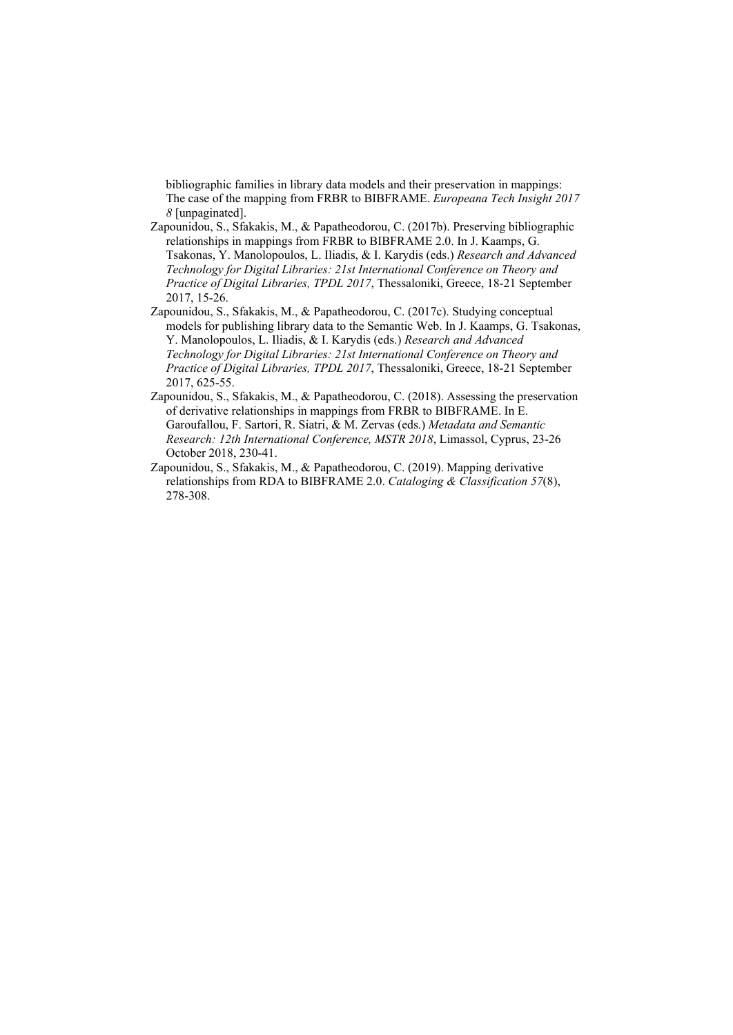bibliographic families in library data models and their preservation in mappings: The case of the mapping from FRBR to BIBFRAME. *Europeana Tech Insight 2017 8* [unpaginated].

Zapounidou, S., Sfakakis, M., & Papatheodorou, C. (2017b). Preserving bibliographic relationships in mappings from FRBR to BIBFRAME 2.0. In J. Kaamps, G. Tsakonas, Y. Manolopoulos, L. Iliadis, & I. Karydis (eds.) *Research and Advanced Technology for Digital Libraries: 21st International Conference on Theory and Practice of Digital Libraries, TPDL 2017*, Thessaloniki, Greece, 18-21 September 2017, 15-26.

Zapounidou, S., Sfakakis, M., & Papatheodorou, C. (2017c). Studying conceptual models for publishing library data to the Semantic Web. In J. Kaamps, G. Tsakonas, Y. Manolopoulos, L. Iliadis, & I. Karydis (eds.) *Research and Advanced Technology for Digital Libraries: 21st International Conference on Theory and Practice of Digital Libraries, TPDL 2017*, Thessaloniki, Greece, 18-21 September 2017, 625-55.

Zapounidou, S., Sfakakis, M., & Papatheodorou, C. (2018). Assessing the preservation of derivative relationships in mappings from FRBR to BIBFRAME. In E. Garoufallou, F. Sartori, R. Siatri, & M. Zervas (eds.) *Metadata and Semantic Research: 12th International Conference, MSTR 2018*, Limassol, Cyprus, 23-26 October 2018, 230-41.

Zapounidou, S., Sfakakis, M., & Papatheodorou, C. (2019). Mapping derivative relationships from RDA to BIBFRAME 2.0. *Cataloging & Classification 57*(8), 278-308.